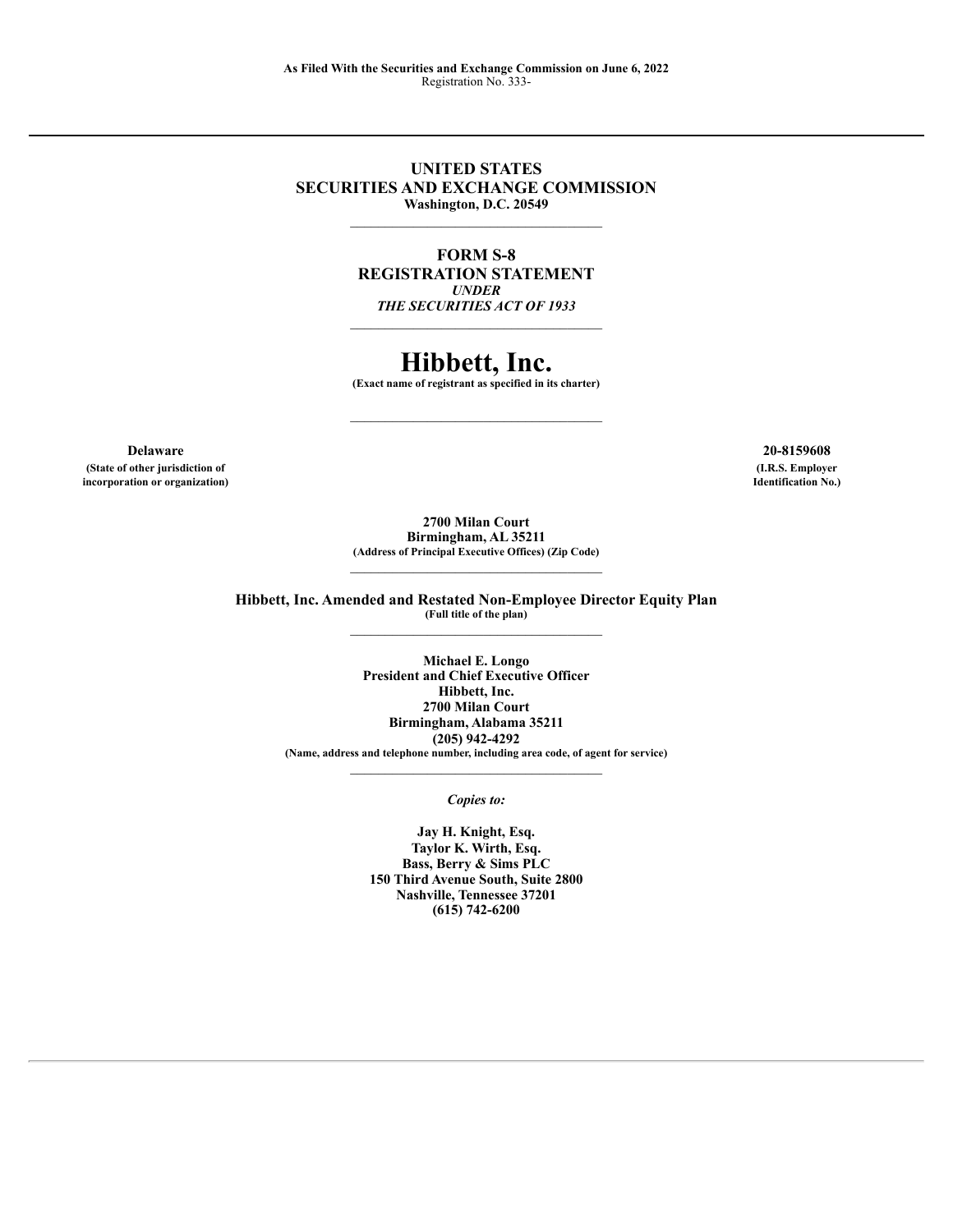**As Filed With the Securities and Exchange Commission on June 6, 2022**
Registration No. 333-

---

**UNITED STATES**
**SECURITIES AND EXCHANGE COMMISSION**
**Washington, D.C. 20549**

---

**FORM S-8**
**REGISTRATION STATEMENT**
***UNDER***
***THE SECURITIES ACT OF 1933***

---

# Hibbett, Inc.

**(Exact name of registrant as specified in its charter)**

---

| | |
|---|---|
| **Delaware** | **20-8159608** |
| **(State of other jurisdiction of incorporation or organization)** | **(I.R.S. Employer Identification No.)** |

**2700 Milan Court**
**Birmingham, AL 35211**
**(Address of Principal Executive Offices) (Zip Code)**

---

**Hibbett, Inc. Amended and Restated Non-Employee Director Equity Plan**
**(Full title of the plan)**

---

**Michael E. Longo**
**President and Chief Executive Officer**
**Hibbett, Inc.**
**2700 Milan Court**
**Birmingham, Alabama 35211**
**(205) 942-4292**
**(Name, address and telephone number, including area code, of agent for service)**

---

***Copies to:***

**Jay H. Knight, Esq.**
**Taylor K. Wirth, Esq.**
**Bass, Berry & Sims PLC**
**150 Third Avenue South, Suite 2800**
**Nashville, Tennessee 37201**
**(615) 742-6200**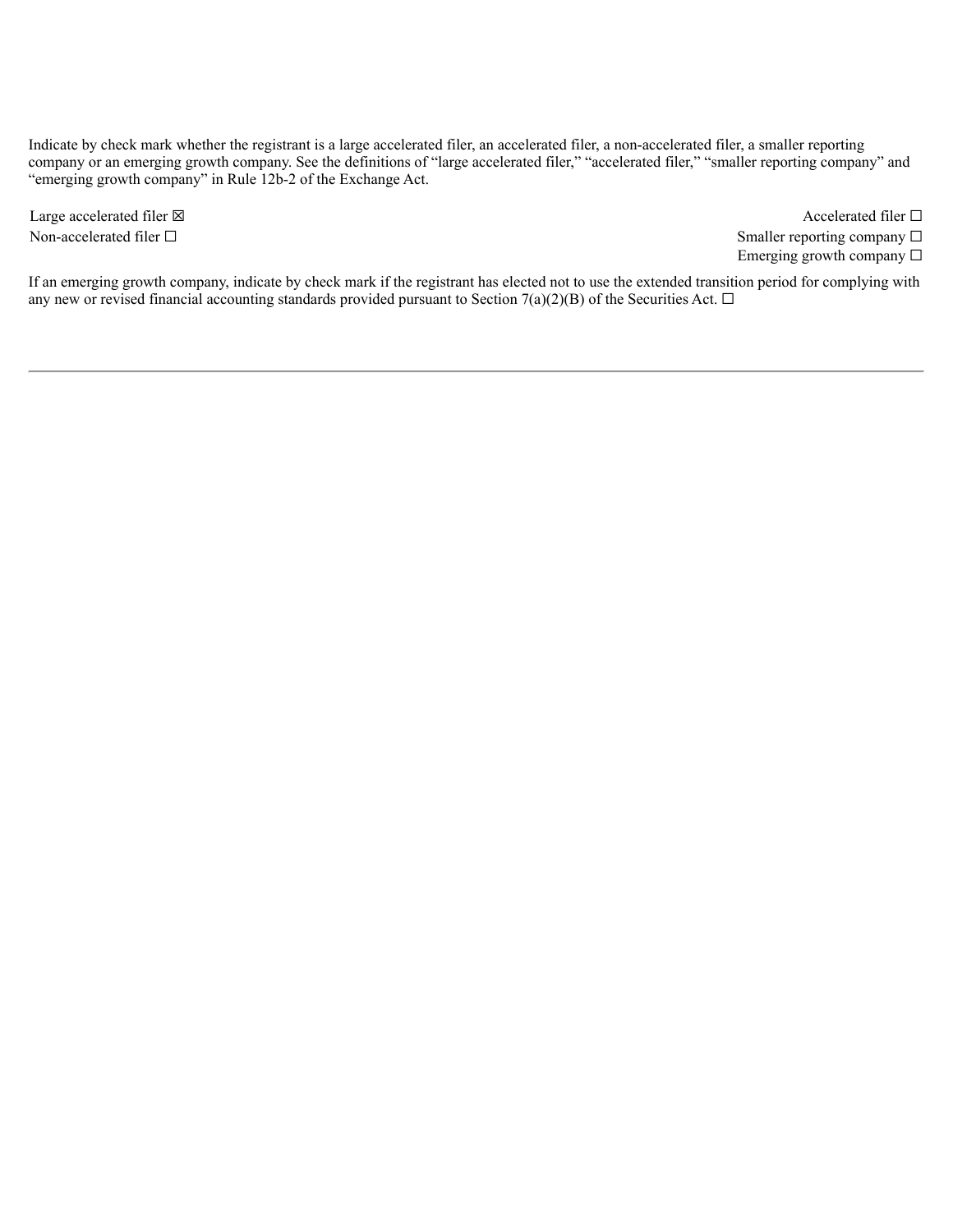Indicate by check mark whether the registrant is a large accelerated filer, an accelerated filer, a non-accelerated filer, a smaller reporting company or an emerging growth company. See the definitions of “large accelerated filer,” “accelerated filer,” “smaller reporting company” and “emerging growth company” in Rule 12b-2 of the Exchange Act.

| | |
|---|---|
| Large accelerated filer ☒ | Accelerated filer ☐ |
| Non-accelerated filer ☐ | Smaller reporting company ☐ |
| | Emerging growth company ☐ |

If an emerging growth company, indicate by check mark if the registrant has elected not to use the extended transition period for complying with any new or revised financial accounting standards provided pursuant to Section 7(a)(2)(B) of the Securities Act. ☐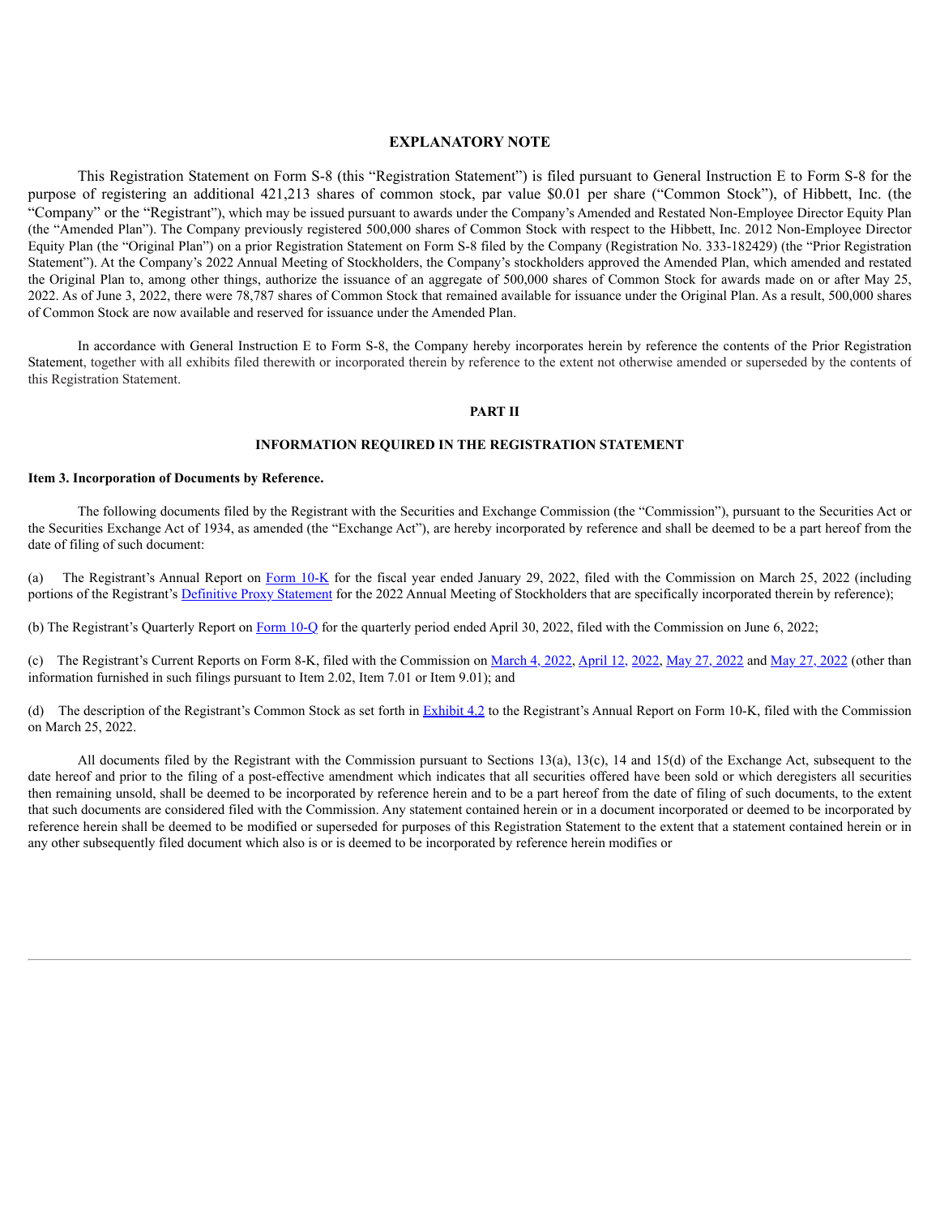## EXPLANATORY NOTE

This Registration Statement on Form S-8 (this "Registration Statement") is filed pursuant to General Instruction E to Form S-8 for the purpose of registering an additional 421,213 shares of common stock, par value $0.01 per share ("Common Stock"), of Hibbett, Inc. (the "Company" or the "Registrant"), which may be issued pursuant to awards under the Company's Amended and Restated Non-Employee Director Equity Plan (the "Amended Plan"). The Company previously registered 500,000 shares of Common Stock with respect to the Hibbett, Inc. 2012 Non-Employee Director Equity Plan (the "Original Plan") on a prior Registration Statement on Form S-8 filed by the Company (Registration No. 333-182429) (the "Prior Registration Statement"). At the Company's 2022 Annual Meeting of Stockholders, the Company's stockholders approved the Amended Plan, which amended and restated the Original Plan to, among other things, authorize the issuance of an aggregate of 500,000 shares of Common Stock for awards made on or after May 25, 2022. As of June 3, 2022, there were 78,787 shares of Common Stock that remained available for issuance under the Original Plan. As a result, 500,000 shares of Common Stock are now available and reserved for issuance under the Amended Plan.

In accordance with General Instruction E to Form S-8, the Company hereby incorporates herein by reference the contents of the Prior Registration Statement, together with all exhibits filed therewith or incorporated therein by reference to the extent not otherwise amended or superseded by the contents of this Registration Statement.

## PART II

## INFORMATION REQUIRED IN THE REGISTRATION STATEMENT

**Item 3. Incorporation of Documents by Reference.**

The following documents filed by the Registrant with the Securities and Exchange Commission (the "Commission"), pursuant to the Securities Act or the Securities Exchange Act of 1934, as amended (the "Exchange Act"), are hereby incorporated by reference and shall be deemed to be a part hereof from the date of filing of such document:

(a) The Registrant's Annual Report on Form 10-K for the fiscal year ended January 29, 2022, filed with the Commission on March 25, 2022 (including portions of the Registrant's Definitive Proxy Statement for the 2022 Annual Meeting of Stockholders that are specifically incorporated therein by reference);

(b) The Registrant's Quarterly Report on Form 10-Q for the quarterly period ended April 30, 2022, filed with the Commission on June 6, 2022;

(c) The Registrant's Current Reports on Form 8-K, filed with the Commission on March 4, 2022, April 12, 2022, May 27, 2022 and May 27, 2022 (other than information furnished in such filings pursuant to Item 2.02, Item 7.01 or Item 9.01); and

(d) The description of the Registrant's Common Stock as set forth in Exhibit 4.2 to the Registrant's Annual Report on Form 10-K, filed with the Commission on March 25, 2022.

All documents filed by the Registrant with the Commission pursuant to Sections 13(a), 13(c), 14 and 15(d) of the Exchange Act, subsequent to the date hereof and prior to the filing of a post-effective amendment which indicates that all securities offered have been sold or which deregisters all securities then remaining unsold, shall be deemed to be incorporated by reference herein and to be a part hereof from the date of filing of such documents, to the extent that such documents are considered filed with the Commission. Any statement contained herein or in a document incorporated or deemed to be incorporated by reference herein shall be deemed to be modified or superseded for purposes of this Registration Statement to the extent that a statement contained herein or in any other subsequently filed document which also is or is deemed to be incorporated by reference herein modifies or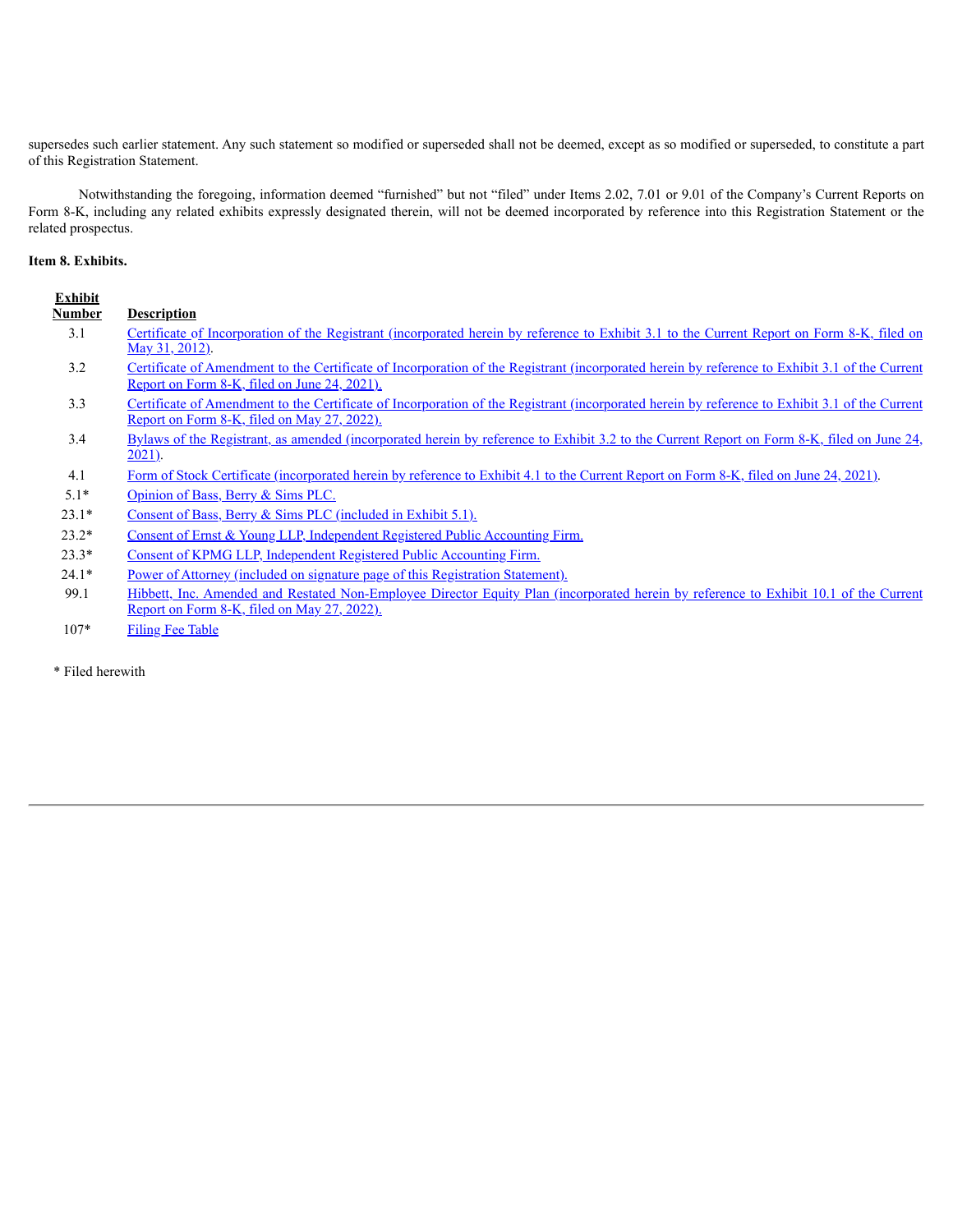supersedes such earlier statement. Any such statement so modified or superseded shall not be deemed, except as so modified or superseded, to constitute a part of this Registration Statement.

Notwithstanding the foregoing, information deemed "furnished" but not "filed" under Items 2.02, 7.01 or 9.01 of the Company's Current Reports on Form 8-K, including any related exhibits expressly designated therein, will not be deemed incorporated by reference into this Registration Statement or the related prospectus.

**Item 8. Exhibits.**

| Exhibit Number | Description |
|---|---|
| 3.1 | Certificate of Incorporation of the Registrant (incorporated herein by reference to Exhibit 3.1 to the Current Report on Form 8-K, filed on May 31, 2012). |
| 3.2 | Certificate of Amendment to the Certificate of Incorporation of the Registrant (incorporated herein by reference to Exhibit 3.1 of the Current Report on Form 8-K, filed on June 24, 2021). |
| 3.3 | Certificate of Amendment to the Certificate of Incorporation of the Registrant (incorporated herein by reference to Exhibit 3.1 of the Current Report on Form 8-K, filed on May 27, 2022). |
| 3.4 | Bylaws of the Registrant, as amended (incorporated herein by reference to Exhibit 3.2 to the Current Report on Form 8-K, filed on June 24, 2021). |
| 4.1 | Form of Stock Certificate (incorporated herein by reference to Exhibit 4.1 to the Current Report on Form 8-K, filed on June 24, 2021). |
| 5.1* | Opinion of Bass, Berry & Sims PLC. |
| 23.1* | Consent of Bass, Berry & Sims PLC (included in Exhibit 5.1). |
| 23.2* | Consent of Ernst & Young LLP, Independent Registered Public Accounting Firm. |
| 23.3* | Consent of KPMG LLP, Independent Registered Public Accounting Firm. |
| 24.1* | Power of Attorney (included on signature page of this Registration Statement). |
| 99.1 | Hibbett, Inc. Amended and Restated Non-Employee Director Equity Plan (incorporated herein by reference to Exhibit 10.1 of the Current Report on Form 8-K, filed on May 27, 2022). |
| 107* | Filing Fee Table |

* Filed herewith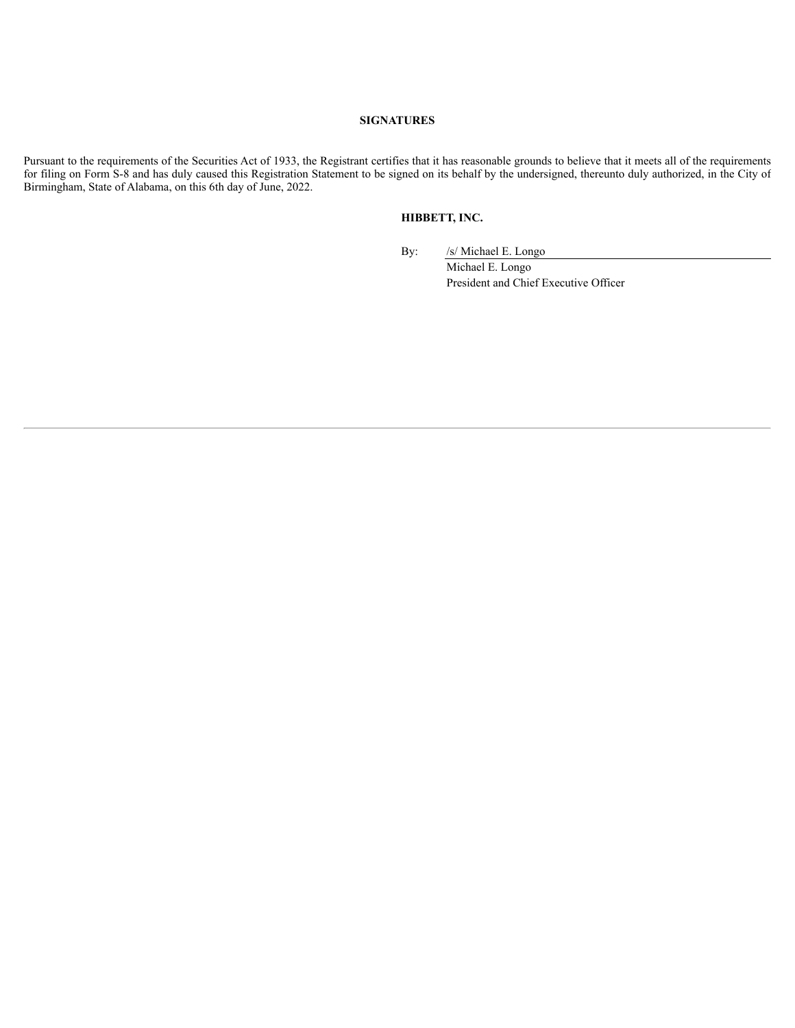## SIGNATURES

Pursuant to the requirements of the Securities Act of 1933, the Registrant certifies that it has reasonable grounds to believe that it meets all of the requirements for filing on Form S-8 and has duly caused this Registration Statement to be signed on its behalf by the undersigned, thereunto duly authorized, in the City of Birmingham, State of Alabama, on this 6th day of June, 2022.

**HIBBETT, INC.**

By: /s/ Michael E. Longo
Michael E. Longo
President and Chief Executive Officer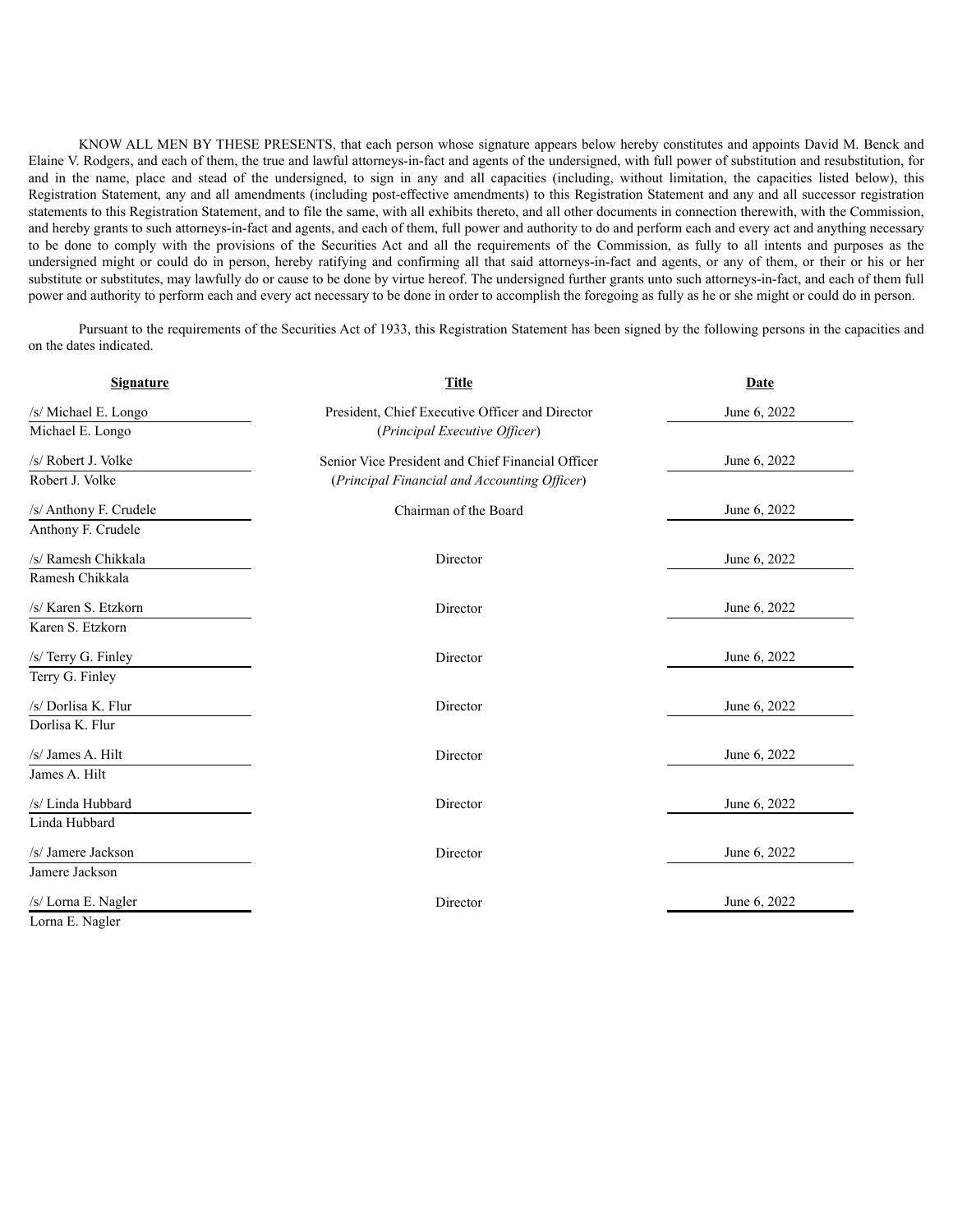KNOW ALL MEN BY THESE PRESENTS, that each person whose signature appears below hereby constitutes and appoints David M. Benck and Elaine V. Rodgers, and each of them, the true and lawful attorneys-in-fact and agents of the undersigned, with full power of substitution and resubstitution, for and in the name, place and stead of the undersigned, to sign in any and all capacities (including, without limitation, the capacities listed below), this Registration Statement, any and all amendments (including post-effective amendments) to this Registration Statement and any and all successor registration statements to this Registration Statement, and to file the same, with all exhibits thereto, and all other documents in connection therewith, with the Commission, and hereby grants to such attorneys-in-fact and agents, and each of them, full power and authority to do and perform each and every act and anything necessary to be done to comply with the provisions of the Securities Act and all the requirements of the Commission, as fully to all intents and purposes as the undersigned might or could do in person, hereby ratifying and confirming all that said attorneys-in-fact and agents, or any of them, or their or his or her substitute or substitutes, may lawfully do or cause to be done by virtue hereof. The undersigned further grants unto such attorneys-in-fact, and each of them full power and authority to perform each and every act necessary to be done in order to accomplish the foregoing as fully as he or she might or could do in person.

Pursuant to the requirements of the Securities Act of 1933, this Registration Statement has been signed by the following persons in the capacities and on the dates indicated.

| Signature | Title | Date |
|---|---|---|
| /s/ Michael E. Longo<br>Michael E. Longo | President, Chief Executive Officer and Director<br>(*Principal Executive Officer*) | June 6, 2022 |
| /s/ Robert J. Volke<br>Robert J. Volke | Senior Vice President and Chief Financial Officer<br>(*Principal Financial and Accounting Officer*) | June 6, 2022 |
| /s/ Anthony F. Crudele<br>Anthony F. Crudele | Chairman of the Board | June 6, 2022 |
| /s/ Ramesh Chikkala<br>Ramesh Chikkala | Director | June 6, 2022 |
| /s/ Karen S. Etzkorn<br>Karen S. Etzkorn | Director | June 6, 2022 |
| /s/ Terry G. Finley<br>Terry G. Finley | Director | June 6, 2022 |
| /s/ Dorlisa K. Flur<br>Dorlisa K. Flur | Director | June 6, 2022 |
| /s/ James A. Hilt<br>James A. Hilt | Director | June 6, 2022 |
| /s/ Linda Hubbard<br>Linda Hubbard | Director | June 6, 2022 |
| /s/ Jamere Jackson<br>Jamere Jackson | Director | June 6, 2022 |
| /s/ Lorna E. Nagler<br>Lorna E. Nagler | Director | June 6, 2022 |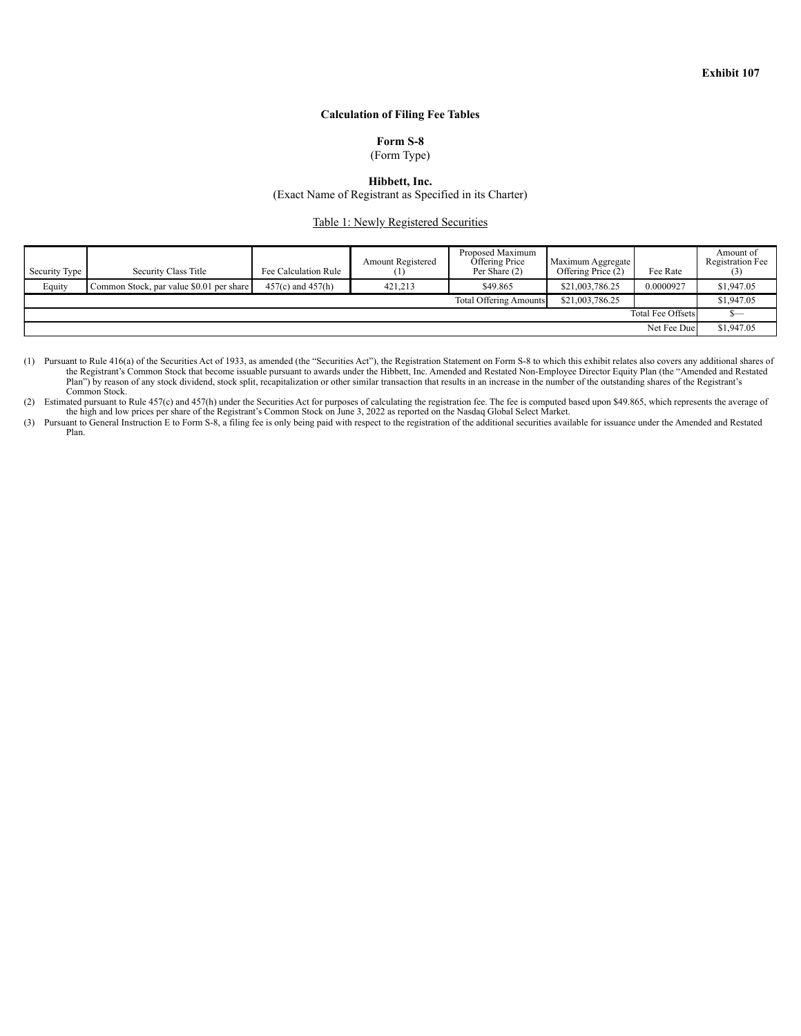**Exhibit 107**

**Calculation of Filing Fee Tables**

**Form S-8**
(Form Type)

**Hibbett, Inc.**
(Exact Name of Registrant as Specified in its Charter)

Table 1: Newly Registered Securities

| Security Type | Security Class Title | Fee Calculation Rule | Amount Registered (1) | Proposed Maximum Offering Price Per Share (2) | Maximum Aggregate Offering Price (2) | Fee Rate | Amount of Registration Fee (3) |
|---|---|---|---|---|---|---|---|
| Equity | Common Stock, par value $0.01 per share | 457(c) and 457(h) | 421,213 | $49.865 | $21,003,786.25 | 0.0000927 | $1,947.05 |
| | | | | Total Offering Amounts | $21,003,786.25 | | $1,947.05 |
| | | | | | | Total Fee Offsets | $— |
| | | | | | | Net Fee Due | $1,947.05 |

(1) Pursuant to Rule 416(a) of the Securities Act of 1933, as amended (the "Securities Act"), the Registration Statement on Form S-8 to which this exhibit relates also covers any additional shares of the Registrant's Common Stock that become issuable pursuant to awards under the Hibbett, Inc. Amended and Restated Non-Employee Director Equity Plan (the "Amended and Restated Plan") by reason of any stock dividend, stock split, recapitalization or other similar transaction that results in an increase in the number of the outstanding shares of the Registrant's Common Stock.

(2) Estimated pursuant to Rule 457(c) and 457(h) under the Securities Act for purposes of calculating the registration fee. The fee is computed based upon $49.865, which represents the average of the high and low prices per share of the Registrant's Common Stock on June 3, 2022 as reported on the Nasdaq Global Select Market.

(3) Pursuant to General Instruction E to Form S-8, a filing fee is only being paid with respect to the registration of the additional securities available for issuance under the Amended and Restated Plan.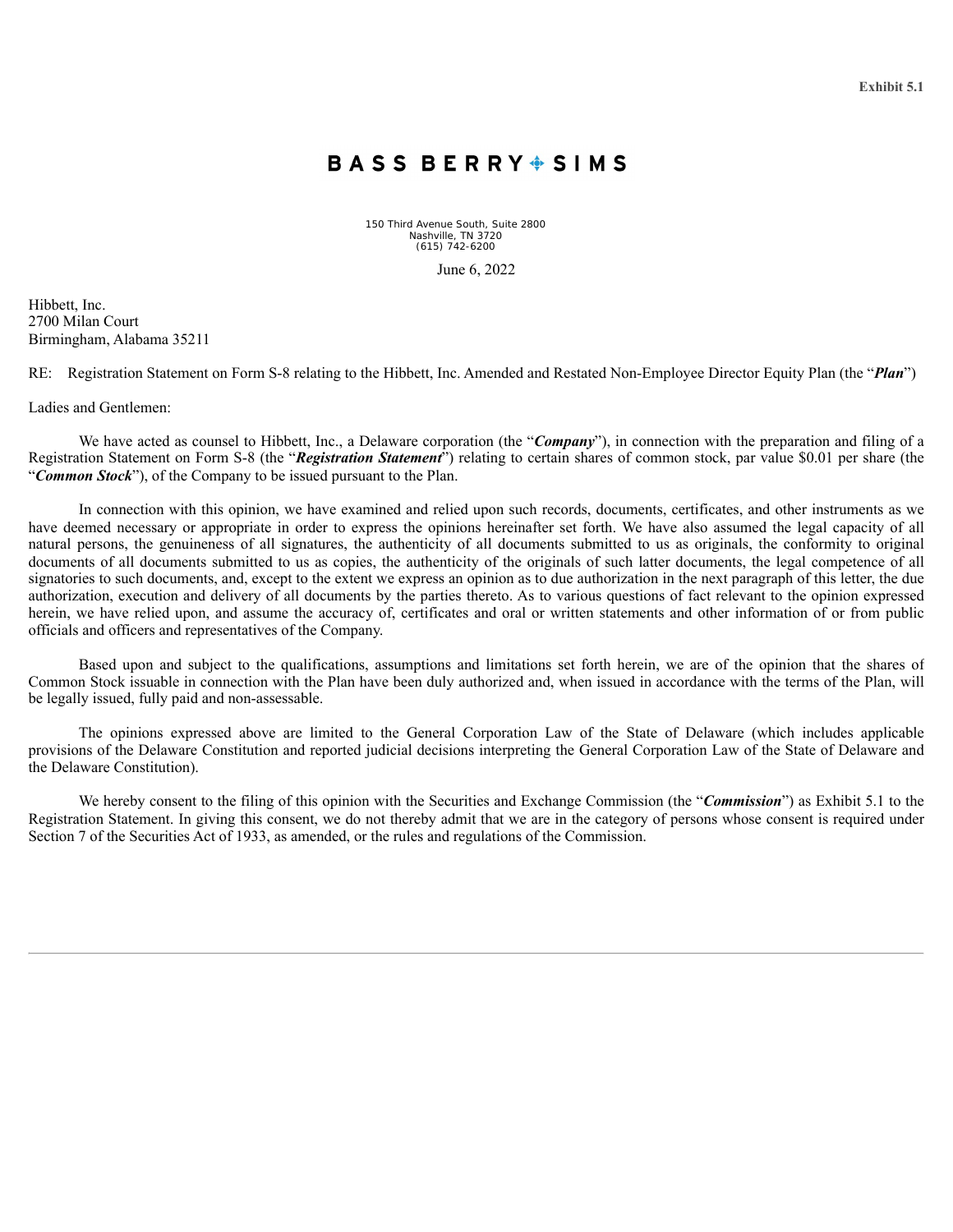**Exhibit 5.1**

**BASS BERRY SIMS**

150 Third Avenue South, Suite 2800
Nashville, TN 3720
(615) 742-6200

June 6, 2022

Hibbett, Inc.
2700 Milan Court
Birmingham, Alabama 35211

RE: Registration Statement on Form S-8 relating to the Hibbett, Inc. Amended and Restated Non-Employee Director Equity Plan (the "***Plan***")

Ladies and Gentlemen:

We have acted as counsel to Hibbett, Inc., a Delaware corporation (the "***Company***"), in connection with the preparation and filing of a Registration Statement on Form S-8 (the "***Registration Statement***") relating to certain shares of common stock, par value $0.01 per share (the "***Common Stock***"), of the Company to be issued pursuant to the Plan.

In connection with this opinion, we have examined and relied upon such records, documents, certificates, and other instruments as we have deemed necessary or appropriate in order to express the opinions hereinafter set forth. We have also assumed the legal capacity of all natural persons, the genuineness of all signatures, the authenticity of all documents submitted to us as originals, the conformity to original documents of all documents submitted to us as copies, the authenticity of the originals of such latter documents, the legal competence of all signatories to such documents, and, except to the extent we express an opinion as to due authorization in the next paragraph of this letter, the due authorization, execution and delivery of all documents by the parties thereto. As to various questions of fact relevant to the opinion expressed herein, we have relied upon, and assume the accuracy of, certificates and oral or written statements and other information of or from public officials and officers and representatives of the Company.

Based upon and subject to the qualifications, assumptions and limitations set forth herein, we are of the opinion that the shares of Common Stock issuable in connection with the Plan have been duly authorized and, when issued in accordance with the terms of the Plan, will be legally issued, fully paid and non-assessable.

The opinions expressed above are limited to the General Corporation Law of the State of Delaware (which includes applicable provisions of the Delaware Constitution and reported judicial decisions interpreting the General Corporation Law of the State of Delaware and the Delaware Constitution).

We hereby consent to the filing of this opinion with the Securities and Exchange Commission (the "***Commission***") as Exhibit 5.1 to the Registration Statement. In giving this consent, we do not thereby admit that we are in the category of persons whose consent is required under Section 7 of the Securities Act of 1933, as amended, or the rules and regulations of the Commission.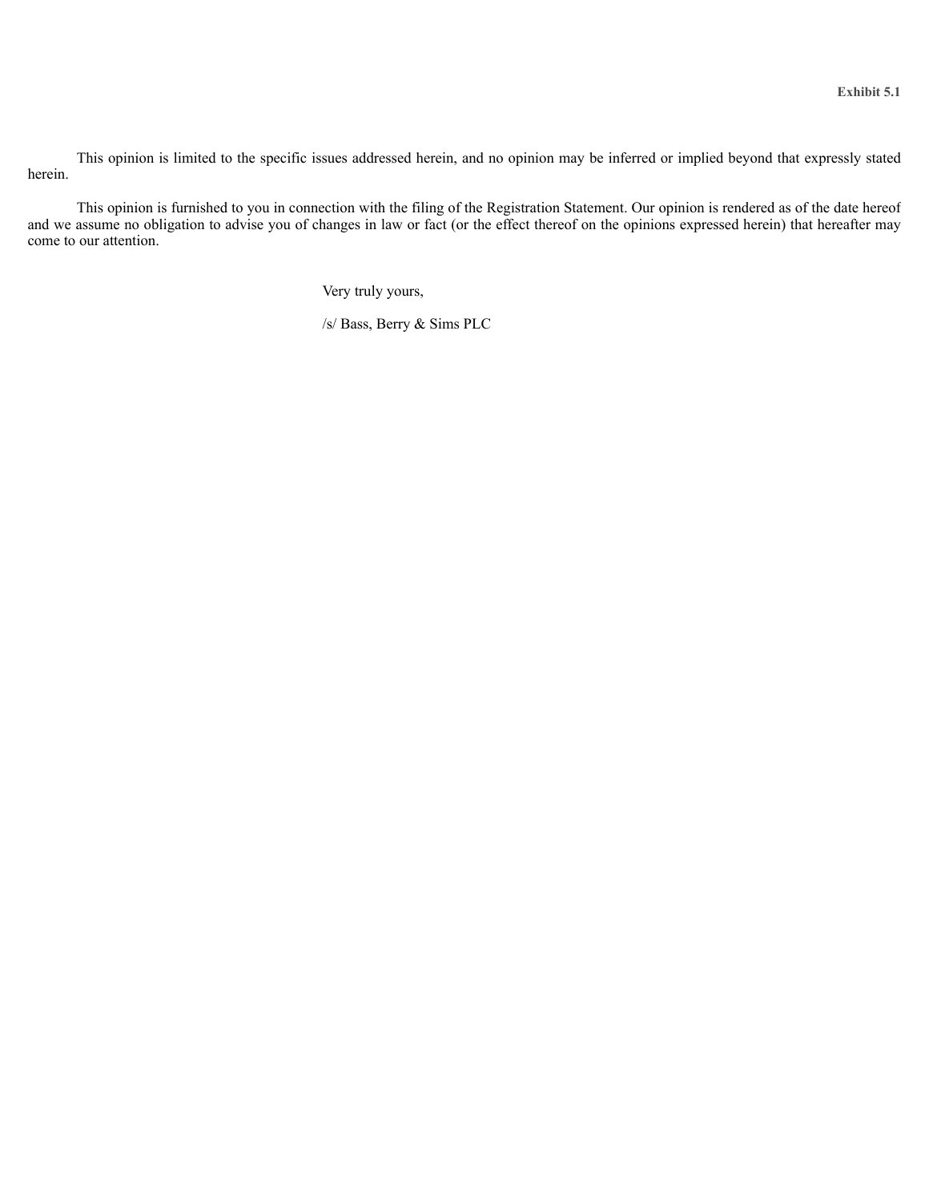**Exhibit 5.1**

This opinion is limited to the specific issues addressed herein, and no opinion may be inferred or implied beyond that expressly stated herein.

This opinion is furnished to you in connection with the filing of the Registration Statement. Our opinion is rendered as of the date hereof and we assume no obligation to advise you of changes in law or fact (or the effect thereof on the opinions expressed herein) that hereafter may come to our attention.

Very truly yours,

/s/ Bass, Berry & Sims PLC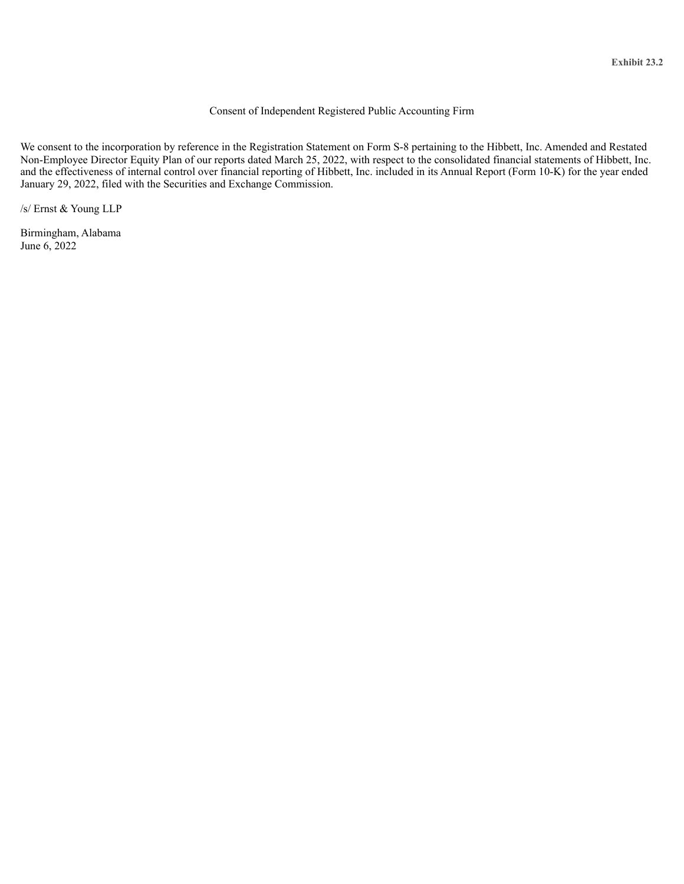**Exhibit 23.2**

Consent of Independent Registered Public Accounting Firm

We consent to the incorporation by reference in the Registration Statement on Form S-8 pertaining to the Hibbett, Inc. Amended and Restated Non-Employee Director Equity Plan of our reports dated March 25, 2022, with respect to the consolidated financial statements of Hibbett, Inc. and the effectiveness of internal control over financial reporting of Hibbett, Inc. included in its Annual Report (Form 10-K) for the year ended January 29, 2022, filed with the Securities and Exchange Commission.

/s/ Ernst & Young LLP

Birmingham, Alabama
June 6, 2022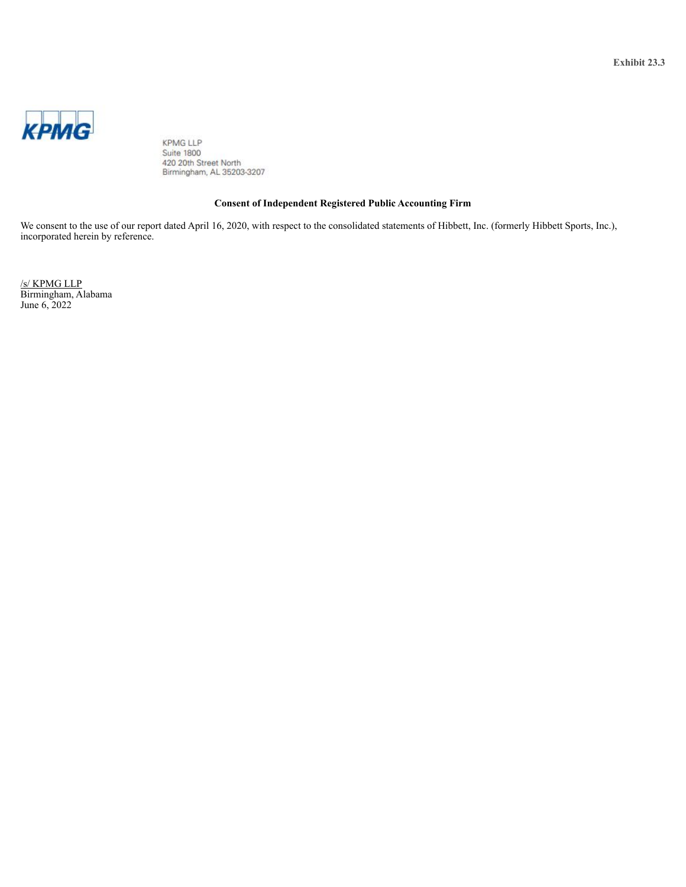**Exhibit 23.3**

KPMG

KPMG LLP
Suite 1800
420 20th Street North
Birmingham, AL 35203-3207

**Consent of Independent Registered Public Accounting Firm**

We consent to the use of our report dated April 16, 2020, with respect to the consolidated statements of Hibbett, Inc. (formerly Hibbett Sports, Inc.), incorporated herein by reference.

/s/ KPMG LLP
Birmingham, Alabama
June 6, 2022